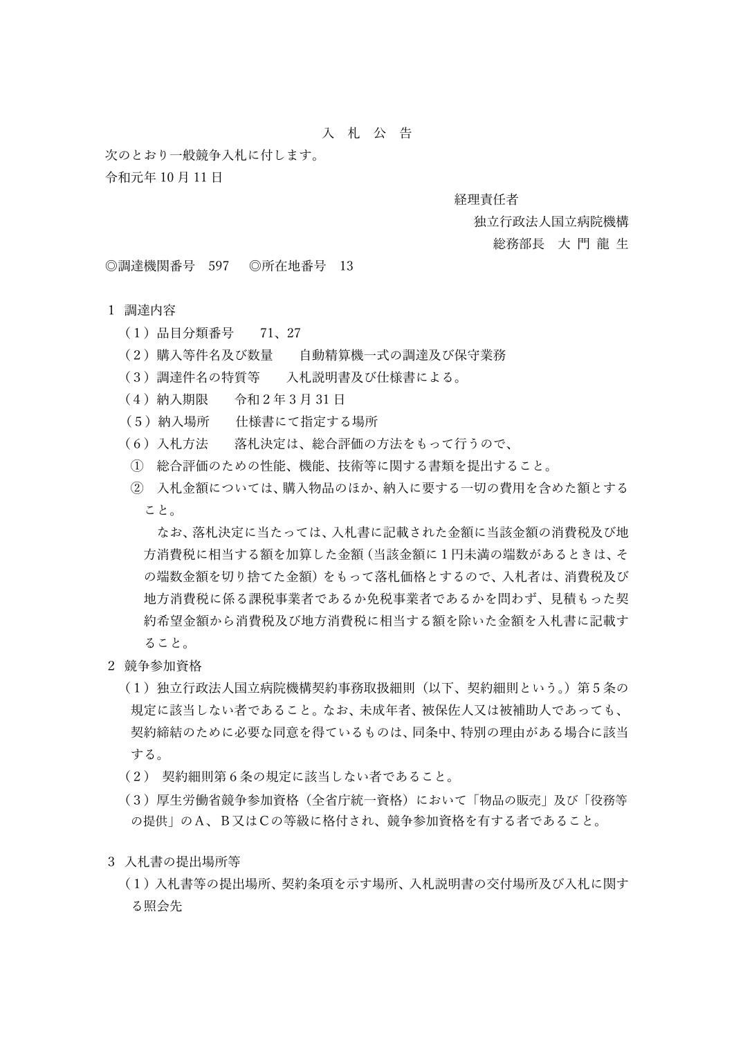# 入　札　公　告

次のとおり一般競争入札に付します。

令和元年 10 月 11 日

経理責任者
独立行政法人国立病院機構
総務部長　大 門 龍 生

◎調達機関番号　597　　◎所在地番号　13

１ 調達内容

（1）品目分類番号　　71、27

（2）購入等件名及び数量　　自動精算機一式の調達及び保守業務

（3）調達件名の特質等　　入札説明書及び仕様書による。

（4）納入期限　　令和 2 年 3 月 31 日

（5）納入場所　　仕様書にて指定する場所

（6）入札方法　　落札決定は、総合評価の方法をもって行うので、

①　総合評価のための性能、機能、技術等に関する書類を提出すること。

②　入札金額については、購入物品のほか、納入に要する一切の費用を含めた額とすること。

なお、落札決定に当たっては、入札書に記載された金額に当該金額の消費税及び地方消費税に相当する額を加算した金額（当該金額に１円未満の端数があるときは、その端数金額を切り捨てた金額）をもって落札価格とするので、入札者は、消費税及び地方消費税に係る課税事業者であるか免税事業者であるかを問わず、見積もった契約希望金額から消費税及び地方消費税に相当する額を除いた金額を入札書に記載すること。

２ 競争参加資格

（1）独立行政法人国立病院機構契約事務取扱細則（以下、契約細則という。）第 5 条の規定に該当しない者であること。なお、未成年者、被保佐人又は被補助人であっても、契約締結のために必要な同意を得ているものは、同条中、特別の理由がある場合に該当する。

（2） 契約細則第 6 条の規定に該当しない者であること。

（3）厚生労働省競争参加資格（全省庁統一資格）において「物品の販売」及び「役務等の提供」のＡ、Ｂ又はＣの等級に格付され、競争参加資格を有する者であること。

３ 入札書の提出場所等

（1）入札書等の提出場所、契約条項を示す場所、入札説明書の交付場所及び入札に関する照会先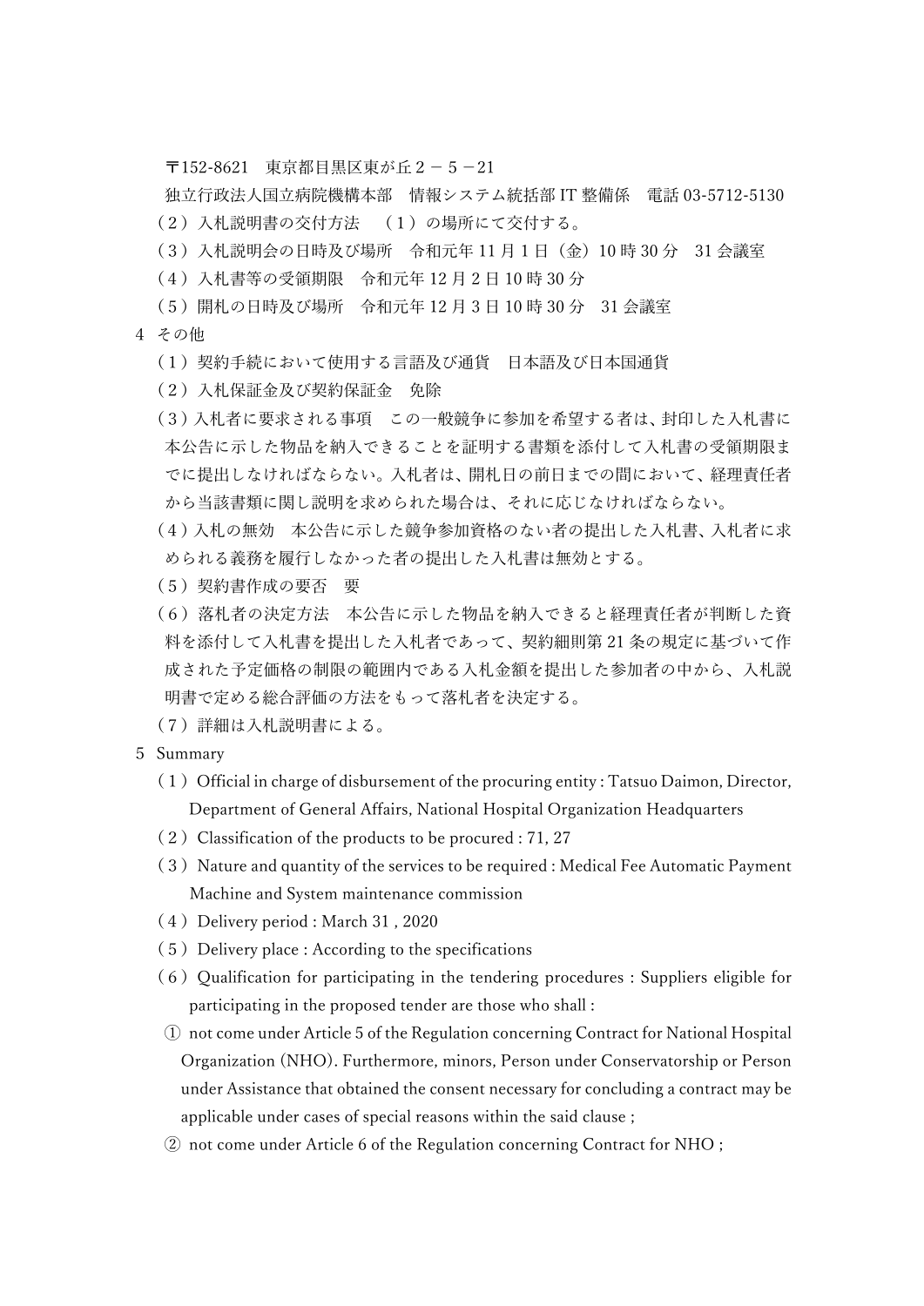〒152-8621　東京都目黒区東が丘２－５－21

独立行政法人国立病院機構本部　情報システム統括部 IT 整備係　電話 03-5712-5130

（２）入札説明書の交付方法　（１）の場所にて交付する。

（３）入札説明会の日時及び場所　令和元年 11 月 1 日（金）10 時 30 分　31 会議室

（４）入札書等の受領期限　令和元年 12 月 2 日 10 時 30 分

（５）開札の日時及び場所　令和元年 12 月 3 日 10 時 30 分　31 会議室

４ その他

（１）契約手続において使用する言語及び通貨　日本語及び日本国通貨

（２）入札保証金及び契約保証金　免除

（３）入札者に要求される事項　この一般競争に参加を希望する者は、封印した入札書に本公告に示した物品を納入できることを証明する書類を添付して入札書の受領期限までに提出しなければならない。入札者は、開札日の前日までの間において、経理責任者から当該書類に関し説明を求められた場合は、それに応じなければならない。

（４）入札の無効　本公告に示した競争参加資格のない者の提出した入札書、入札者に求められる義務を履行しなかった者の提出した入札書は無効とする。

（５）契約書作成の要否　要

（６）落札者の決定方法　本公告に示した物品を納入できると経理責任者が判断した資料を添付して入札書を提出した入札者であって、契約細則第 21 条の規定に基づいて作成された予定価格の制限の範囲内である入札金額を提出した参加者の中から、入札説明書で定める総合評価の方法をもって落札者を決定する。

（７）詳細は入札説明書による。

５ Summary

（１）Official in charge of disbursement of the procuring entity : Tatsuo Daimon, Director, Department of General Affairs, National Hospital Organization Headquarters

（２）Classification of the products to be procured : 71, 27

（３）Nature and quantity of the services to be required : Medical Fee Automatic Payment Machine and System maintenance commission

（４）Delivery period : March 31 , 2020

（５）Delivery place : According to the specifications

（６）Qualification for participating in the tendering procedures : Suppliers eligible for participating in the proposed tender are those who shall :

① not come under Article 5 of the Regulation concerning Contract for National Hospital Organization (NHO). Furthermore, minors, Person under Conservatorship or Person under Assistance that obtained the consent necessary for concluding a contract may be applicable under cases of special reasons within the said clause ;

② not come under Article 6 of the Regulation concerning Contract for NHO ;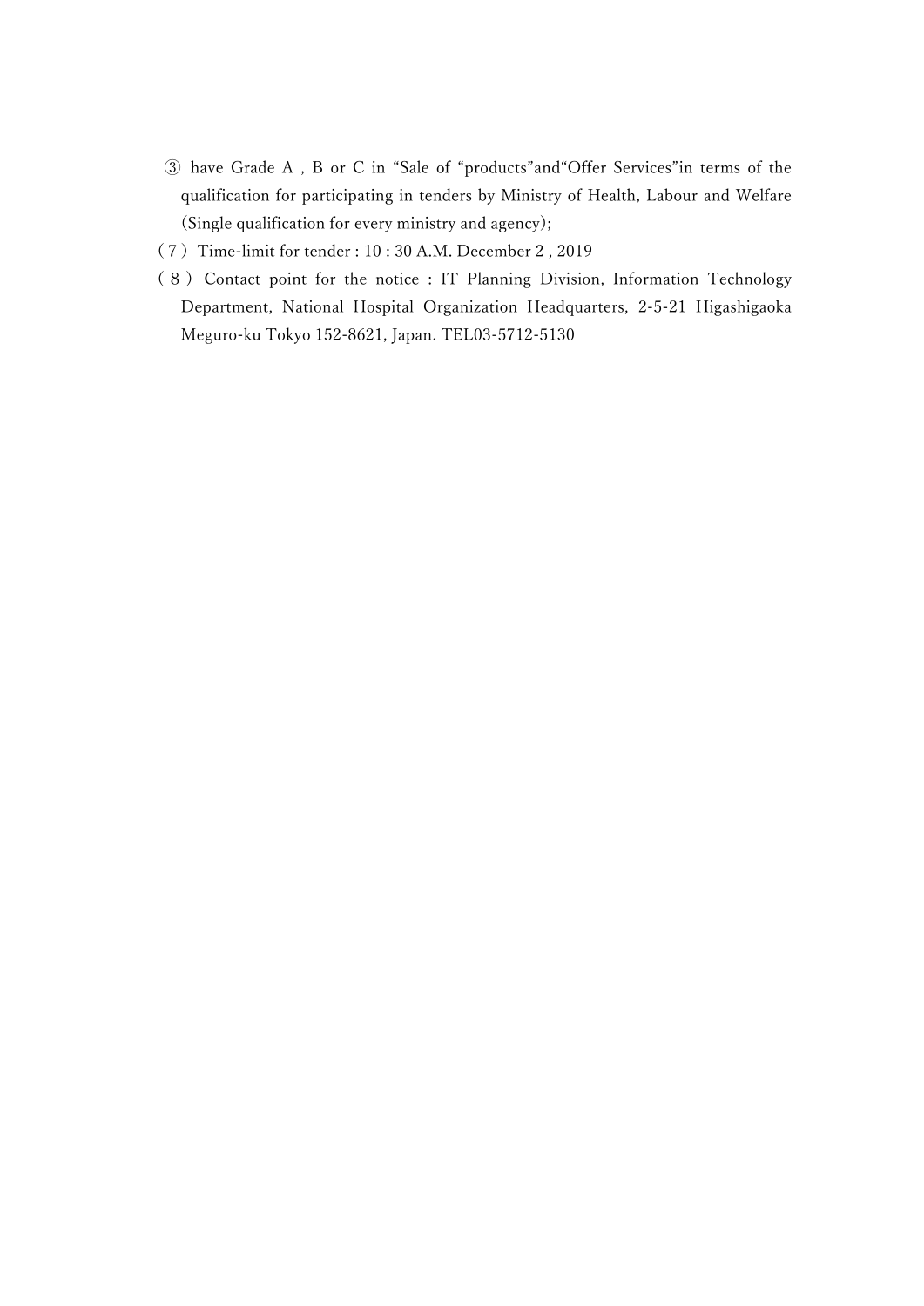③ have Grade A , B or C in “Sale of “products”and“Offer Services”in terms of the qualification for participating in tenders by Ministry of Health, Labour and Welfare (Single qualification for every ministry and agency);

（７）Time-limit for tender : 10 : 30 A.M. December 2 , 2019

（８）Contact point for the notice : IT Planning Division, Information Technology Department, National Hospital Organization Headquarters, 2-5-21 Higashigaoka Meguro-ku Tokyo 152-8621, Japan. TEL03-5712-5130